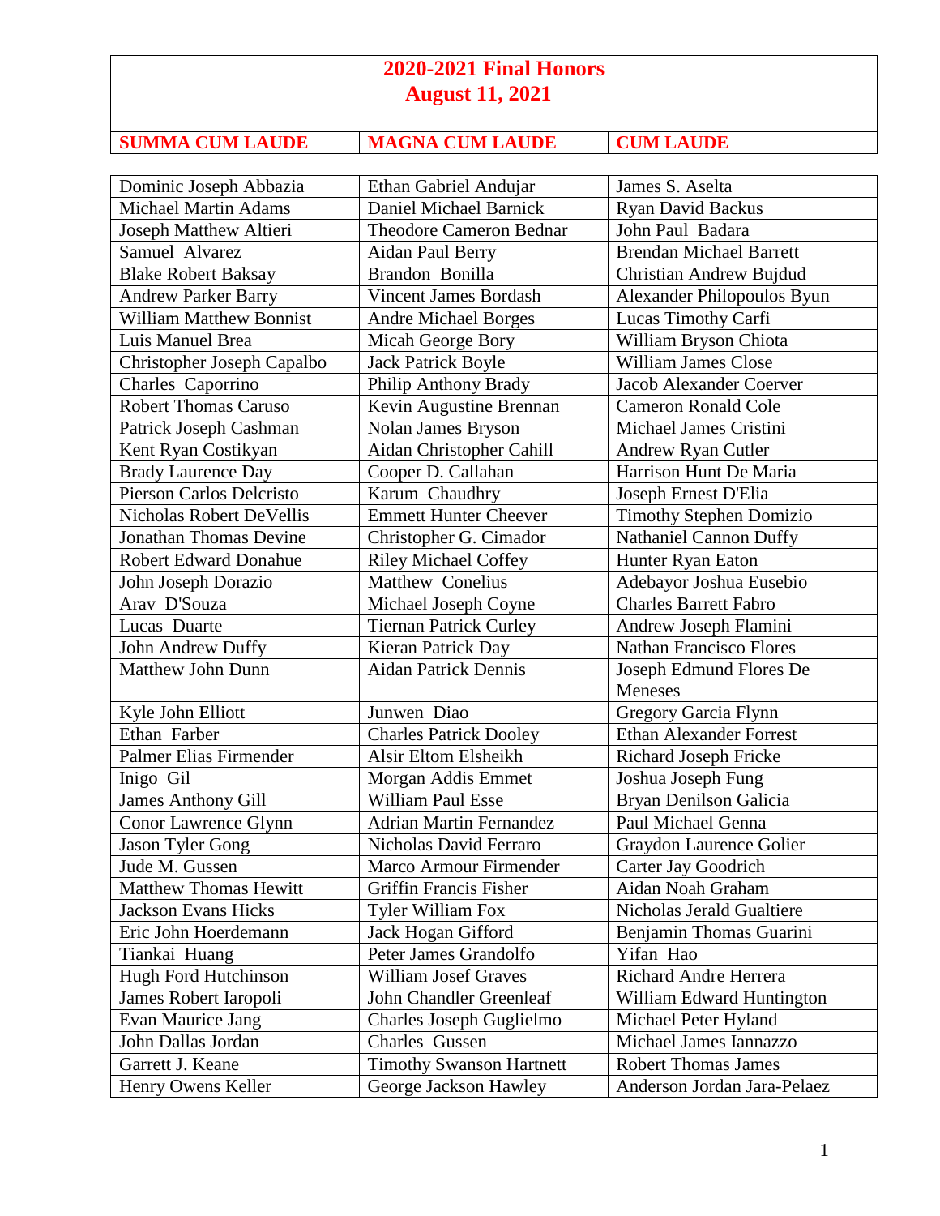# 2020-2021 Final Honors
## August 11, 2021

| SUMMA CUM LAUDE | MAGNA CUM LAUDE | CUM LAUDE |
|---|---|---|
| Dominic Joseph Abbazia | Ethan Gabriel Andujar | James S. Aselta |
| Michael Martin Adams | Daniel Michael Barnick | Ryan David Backus |
| Joseph Matthew Altieri | Theodore Cameron Bednar | John Paul Badara |
| Samuel Alvarez | Aidan Paul Berry | Brendan Michael Barrett |
| Blake Robert Baksay | Brandon Bonilla | Christian Andrew Bujdud |
| Andrew Parker Barry | Vincent James Bordash | Alexander Philopoulos Byun |
| William Matthew Bonnist | Andre Michael Borges | Lucas Timothy Carfi |
| Luis Manuel Brea | Micah George Bory | William Bryson Chiota |
| Christopher Joseph Capalbo | Jack Patrick Boyle | William James Close |
| Charles Caporrino | Philip Anthony Brady | Jacob Alexander Coerver |
| Robert Thomas Caruso | Kevin Augustine Brennan | Cameron Ronald Cole |
| Patrick Joseph Cashman | Nolan James Bryson | Michael James Cristini |
| Kent Ryan Costikyan | Aidan Christopher Cahill | Andrew Ryan Cutler |
| Brady Laurence Day | Cooper D. Callahan | Harrison Hunt De Maria |
| Pierson Carlos Delcristo | Karum Chaudhry | Joseph Ernest D'Elia |
| Nicholas Robert DeVellis | Emmett Hunter Cheever | Timothy Stephen Domizio |
| Jonathan Thomas Devine | Christopher G. Cimador | Nathaniel Cannon Duffy |
| Robert Edward Donahue | Riley Michael Coffey | Hunter Ryan Eaton |
| John Joseph Dorazio | Matthew Conelius | Adebayor Joshua Eusebio |
| Arav D'Souza | Michael Joseph Coyne | Charles Barrett Fabro |
| Lucas Duarte | Tiernan Patrick Curley | Andrew Joseph Flamini |
| John Andrew Duffy | Kieran Patrick Day | Nathan Francisco Flores |
| Matthew John Dunn | Aidan Patrick Dennis | Joseph Edmund Flores De Meneses |
| Kyle John Elliott | Junwen Diao | Gregory Garcia Flynn |
| Ethan Farber | Charles Patrick Dooley | Ethan Alexander Forrest |
| Palmer Elias Firmender | Alsir Eltom Elsheikh | Richard Joseph Fricke |
| Inigo Gil | Morgan Addis Emmet | Joshua Joseph Fung |
| James Anthony Gill | William Paul Esse | Bryan Denilson Galicia |
| Conor Lawrence Glynn | Adrian Martin Fernandez | Paul Michael Genna |
| Jason Tyler Gong | Nicholas David Ferraro | Graydon Laurence Golier |
| Jude M. Gussen | Marco Armour Firmender | Carter Jay Goodrich |
| Matthew Thomas Hewitt | Griffin Francis Fisher | Aidan Noah Graham |
| Jackson Evans Hicks | Tyler William Fox | Nicholas Jerald Gualtiere |
| Eric John Hoerdemann | Jack Hogan Gifford | Benjamin Thomas Guarini |
| Tiankai Huang | Peter James Grandolfo | Yifan Hao |
| Hugh Ford Hutchinson | William Josef Graves | Richard Andre Herrera |
| James Robert Iaropoli | John Chandler Greenleaf | William Edward Huntington |
| Evan Maurice Jang | Charles Joseph Guglielmo | Michael Peter Hyland |
| John Dallas Jordan | Charles Gussen | Michael James Iannazzo |
| Garrett J. Keane | Timothy Swanson Hartnett | Robert Thomas James |
| Henry Owens Keller | George Jackson Hawley | Anderson Jordan Jara-Pelaez |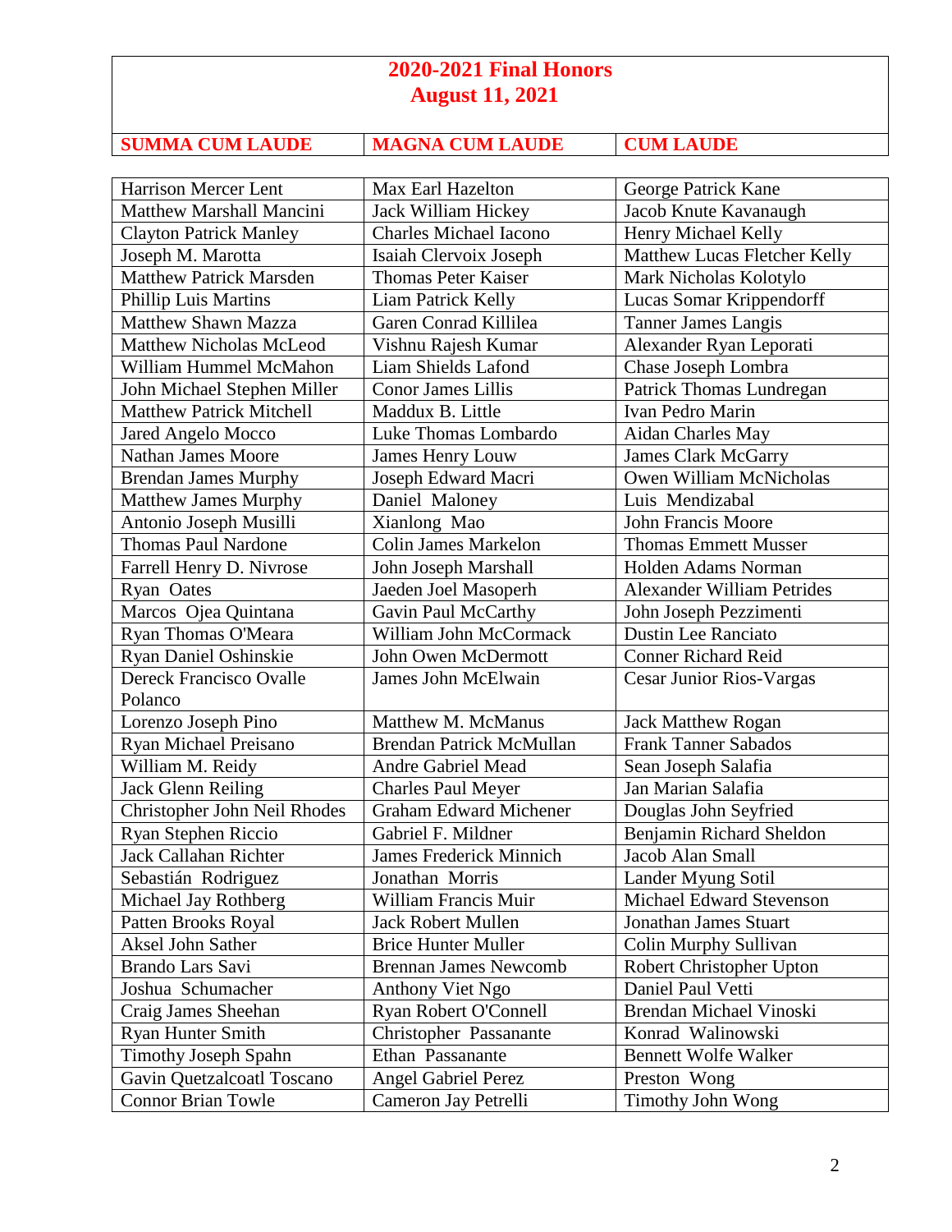## 2020-2021 Final Honors
## August 11, 2021

| SUMMA CUM LAUDE | MAGNA CUM LAUDE | CUM LAUDE |
|---|---|---|
| Harrison Mercer Lent | Max Earl Hazelton | George Patrick Kane |
| Matthew Marshall Mancini | Jack William Hickey | Jacob Knute Kavanaugh |
| Clayton Patrick Manley | Charles Michael Iacono | Henry Michael Kelly |
| Joseph M. Marotta | Isaiah Clervoix Joseph | Matthew Lucas Fletcher Kelly |
| Matthew Patrick Marsden | Thomas Peter Kaiser | Mark Nicholas Kolotylo |
| Phillip Luis Martins | Liam Patrick Kelly | Lucas Somar Krippendorff |
| Matthew Shawn Mazza | Garen Conrad Killilea | Tanner James Langis |
| Matthew Nicholas McLeod | Vishnu Rajesh Kumar | Alexander Ryan Leporati |
| William Hummel McMahon | Liam Shields Lafond | Chase Joseph Lombra |
| John Michael Stephen Miller | Conor James Lillis | Patrick Thomas Lundregan |
| Matthew Patrick Mitchell | Maddux B. Little | Ivan Pedro Marin |
| Jared Angelo Mocco | Luke Thomas Lombardo | Aidan Charles May |
| Nathan James Moore | James Henry Louw | James Clark McGarry |
| Brendan James Murphy | Joseph Edward Macri | Owen William McNicholas |
| Matthew James Murphy | Daniel Maloney | Luis Mendizabal |
| Antonio Joseph Musilli | Xianlong Mao | John Francis Moore |
| Thomas Paul Nardone | Colin James Markelon | Thomas Emmett Musser |
| Farrell Henry D. Nivrose | John Joseph Marshall | Holden Adams Norman |
| Ryan Oates | Jaeden Joel Masoperh | Alexander William Petrides |
| Marcos Ojea Quintana | Gavin Paul McCarthy | John Joseph Pezzimenti |
| Ryan Thomas O'Meara | William John McCormack | Dustin Lee Ranciato |
| Ryan Daniel Oshinskie | John Owen McDermott | Conner Richard Reid |
| Dereck Francisco Ovalle Polanco | James John McElwain | Cesar Junior Rios-Vargas |
| Lorenzo Joseph Pino | Matthew M. McManus | Jack Matthew Rogan |
| Ryan Michael Preisano | Brendan Patrick McMullan | Frank Tanner Sabados |
| William M. Reidy | Andre Gabriel Mead | Sean Joseph Salafia |
| Jack Glenn Reiling | Charles Paul Meyer | Jan Marian Salafia |
| Christopher John Neil Rhodes | Graham Edward Michener | Douglas John Seyfried |
| Ryan Stephen Riccio | Gabriel F. Mildner | Benjamin Richard Sheldon |
| Jack Callahan Richter | James Frederick Minnich | Jacob Alan Small |
| Sebastián Rodriguez | Jonathan Morris | Lander Myung Sotil |
| Michael Jay Rothberg | William Francis Muir | Michael Edward Stevenson |
| Patten Brooks Royal | Jack Robert Mullen | Jonathan James Stuart |
| Aksel John Sather | Brice Hunter Muller | Colin Murphy Sullivan |
| Brando Lars Savi | Brennan James Newcomb | Robert Christopher Upton |
| Joshua Schumacher | Anthony Viet Ngo | Daniel Paul Vetti |
| Craig James Sheehan | Ryan Robert O'Connell | Brendan Michael Vinoski |
| Ryan Hunter Smith | Christopher Passanante | Konrad Walinowski |
| Timothy Joseph Spahn | Ethan Passanante | Bennett Wolfe Walker |
| Gavin Quetzalcoatl Toscano | Angel Gabriel Perez | Preston Wong |
| Connor Brian Towle | Cameron Jay Petrelli | Timothy John Wong |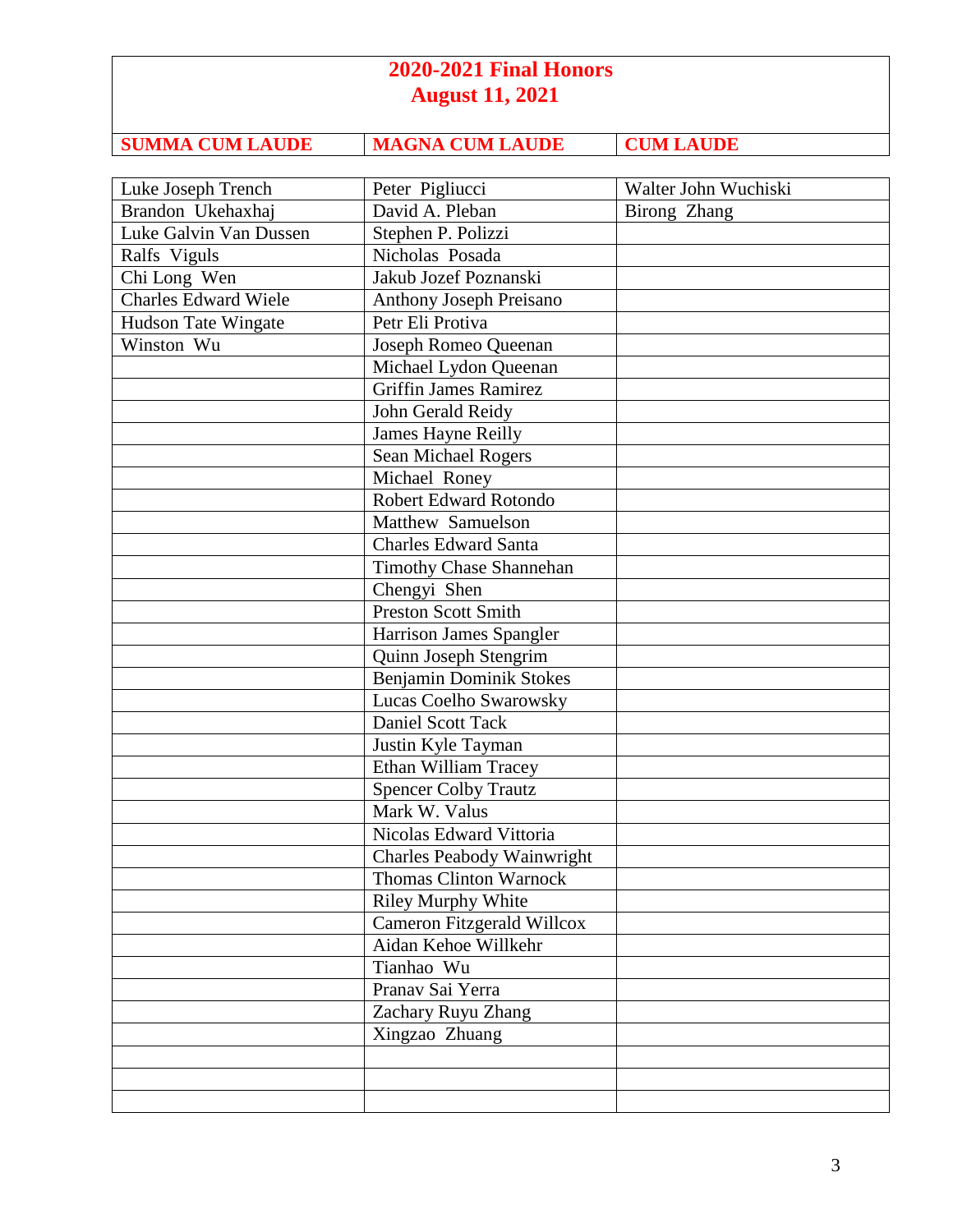# 2020-2021 Final Honors
## August 11, 2021

| SUMMA CUM LAUDE | MAGNA CUM LAUDE | CUM LAUDE |
|---|---|---|
| Luke Joseph Trench | Peter Pigliucci | Walter John Wuchiski |
| Brandon Ukehaxhaj | David A. Pleban | Birong Zhang |
| Luke Galvin Van Dussen | Stephen P. Polizzi | |
| Ralfs Viguls | Nicholas Posada | |
| Chi Long Wen | Jakub Jozef Poznanski | |
| Charles Edward Wiele | Anthony Joseph Preisano | |
| Hudson Tate Wingate | Petr Eli Protiva | |
| Winston Wu | Joseph Romeo Queenan | |
| | Michael Lydon Queenan | |
| | Griffin James Ramirez | |
| | John Gerald Reidy | |
| | James Hayne Reilly | |
| | Sean Michael Rogers | |
| | Michael Roney | |
| | Robert Edward Rotondo | |
| | Matthew Samuelson | |
| | Charles Edward Santa | |
| | Timothy Chase Shannehan | |
| | Chengyi Shen | |
| | Preston Scott Smith | |
| | Harrison James Spangler | |
| | Quinn Joseph Stengrim | |
| | Benjamin Dominik Stokes | |
| | Lucas Coelho Swarowsky | |
| | Daniel Scott Tack | |
| | Justin Kyle Tayman | |
| | Ethan William Tracey | |
| | Spencer Colby Trautz | |
| | Mark W. Valus | |
| | Nicolas Edward Vittoria | |
| | Charles Peabody Wainwright | |
| | Thomas Clinton Warnock | |
| | Riley Murphy White | |
| | Cameron Fitzgerald Willcox | |
| | Aidan Kehoe Willkehr | |
| | Tianhao Wu | |
| | Pranav Sai Yerra | |
| | Zachary Ruyu Zhang | |
| | Xingzao Zhuang | |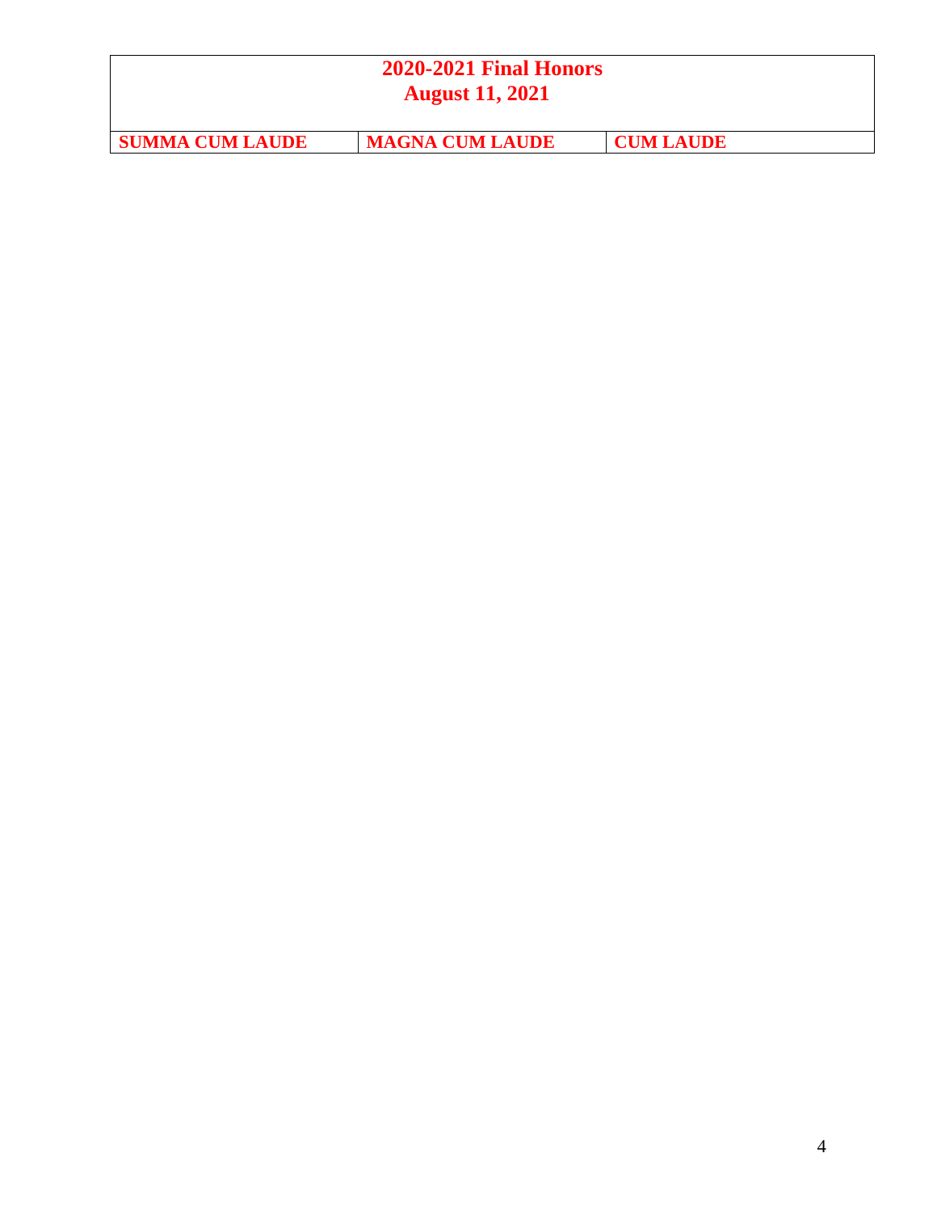| 2020-2021 Final Honors<br>August 11, 2021 | | |
|---|---|---|
| **SUMMA CUM LAUDE** | **MAGNA CUM LAUDE** | **CUM LAUDE** |